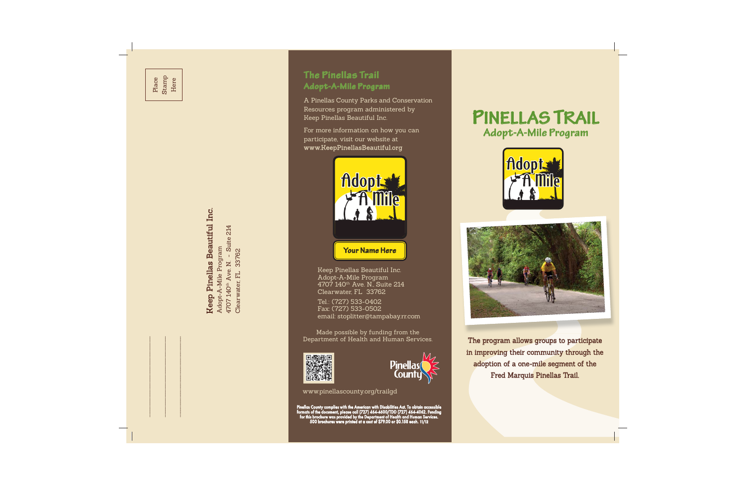Place Stamp Here

**Keep Pinellas Beautiful Inc.**
Adopt-A-Mile Program
4707 140th Ave. N. - Suite 214
Clearwater, FL 33762

## The Pinellas Trail
### Adopt-A-Mile Program

A Pinellas County Parks and Conservation Resources program administered by Keep Pinellas Beautiful Inc.

For more information on how you can participate, visit our website at **www.KeepPinellasBeautiful.org**

Adopt A Mile

Your Name Here

Keep Pinellas Beautiful Inc.
Adopt-A-Mile Program
4707 140th Ave. N., Suite 214
Clearwater, FL 33762

Tel.: (727) 533-0402
Fax: (727) 533-0502
email: stoplitter@tampabay.rr.com

Made possible by funding from the Department of Health and Human Services.

Pinellas County

www.pinellascounty.org/trailgd

**Pinellas County complies with the American with Disabilities Act. To obtain accessible formats of the document, please call (727) 464-4600/TDD (727) 464-4062. Funding for this brochure was provided by the Department of Health and Human Services. 500 brochures were printed at a cost of $79.00 or $0.158 each. 11/12**

# PINELLAS TRAIL
## Adopt-A-Mile Program

Adopt A Mile

The program allows groups to participate in improving their community through the adoption of a one-mile segment of the Fred Marquis Pinellas Trail.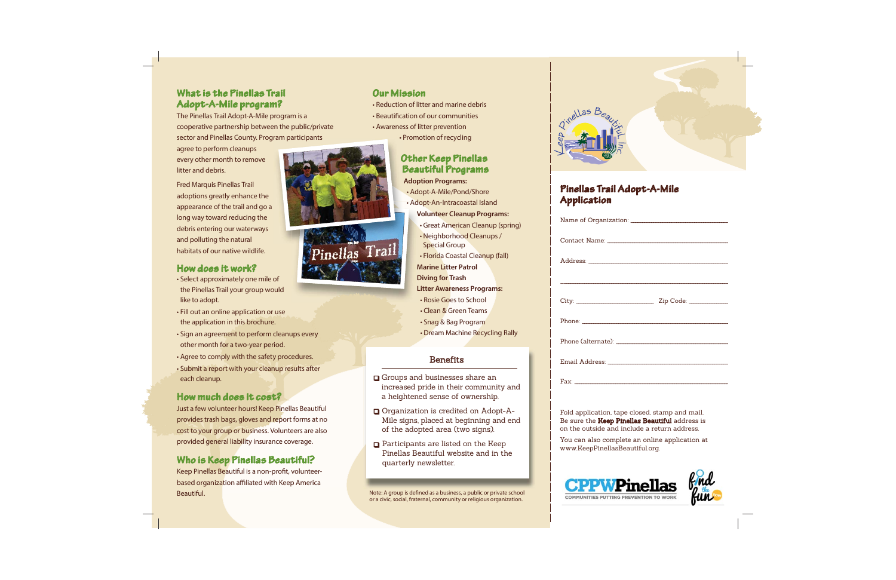## What is the Pinellas Trail Adopt-A-Mile program?

The Pinellas Trail Adopt-A-Mile program is a cooperative partnership between the public/private sector and Pinellas County. Program participants agree to perform cleanups every other month to remove litter and debris.

Fred Marquis Pinellas Trail adoptions greatly enhance the appearance of the trail and go a long way toward reducing the debris entering our waterways and polluting the natural habitats of our native wildlife.

## How does it work?

- Select approximately one mile of the Pinellas Trail your group would like to adopt.
- Fill out an online application or use the application in this brochure.
- Sign an agreement to perform cleanups every other month for a two-year period.
- Agree to comply with the safety procedures.
- Submit a report with your cleanup results after each cleanup.

## How much does it cost?

Just a few volunteer hours! Keep Pinellas Beautiful provides trash bags, gloves and report forms at no cost to your group or business. Volunteers are also provided general liability insurance coverage.

## Who is Keep Pinellas Beautiful?

Keep Pinellas Beautiful is a non-profit, volunteer-based organization affiliated with Keep America Beautiful.

## Our Mission

- Reduction of litter and marine debris
- Beautification of our communities
- Awareness of litter prevention
- Promotion of recycling

## Other Keep Pinellas Beautiful Programs

**Adoption Programs:**

- Adopt-A-Mile/Pond/Shore
- Adopt-An-Intracoastal Island

**Volunteer Cleanup Programs:**

- Great American Cleanup (spring)
- Neighborhood Cleanups / Special Group
- Florida Coastal Cleanup (fall)

**Marine Litter Patrol**

**Diving for Trash**

**Litter Awareness Programs:**

- Rosie Goes to School
- Clean & Green Teams
- Snag & Bag Program
- Dream Machine Recycling Rally

### Benefits

- ❑ Groups and businesses share an increased pride in their community and a heightened sense of ownership.
- ❑ Organization is credited on Adopt-A-Mile signs, placed at beginning and end of the adopted area (two signs).
- ❑ Participants are listed on the Keep Pinellas Beautiful website and in the quarterly newsletter.

Note: A group is defined as a business, a public or private school or a civic, social, fraternal, community or religious organization.

Keep Pinellas Beautiful, Inc.

## Pinellas Trail Adopt-A-Mile Application

Name of Organization: ______________________

Contact Name: ______________________

Address: ______________________

______________________

City: ______________ Zip Code: __________

Phone: ______________________

Phone (alternate): ______________________

Email Address: ______________________

Fax: ______________________

Fold application, tape closed, stamp and mail. Be sure the **Keep Pinellas Beautiful** address is on the outside and include a return address.

You can also complete an online application at www.KeepPinellasBeautiful.org.

CPPWPinellas
COMMUNITIES PUTTING PREVENTION TO WORK

find the fun NOW